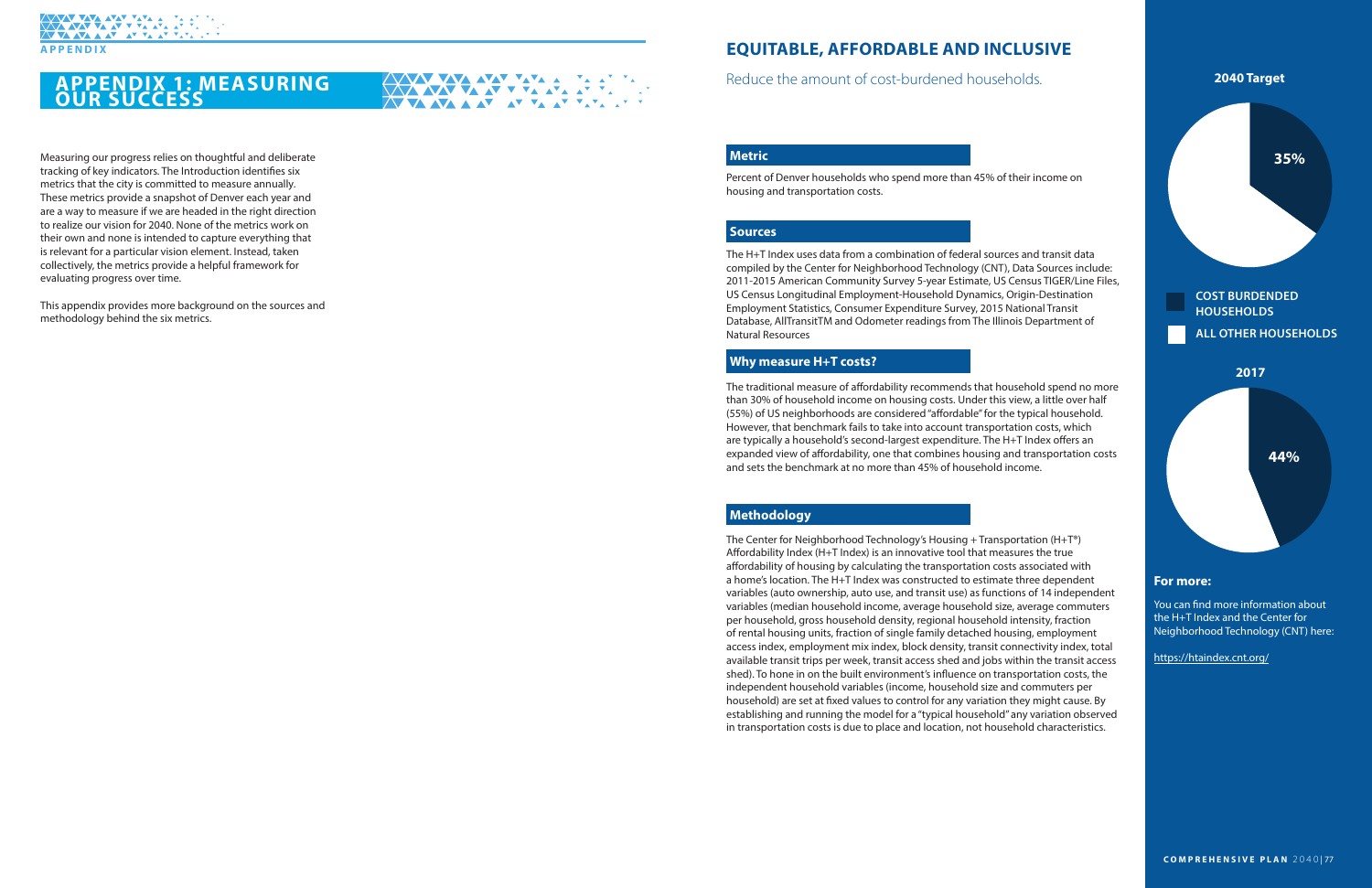APPENDIX

# APPENDIX 1: MEASURING OUR SUCCESS

Measuring our progress relies on thoughtful and deliberate tracking of key indicators. The Introduction identifies six metrics that the city is committed to measure annually. These metrics provide a snapshot of Denver each year and are a way to measure if we are headed in the right direction to realize our vision for 2040. None of the metrics work on their own and none is intended to capture everything that is relevant for a particular vision element. Instead, taken collectively, the metrics provide a helpful framework for evaluating progress over time.

This appendix provides more background on the sources and methodology behind the six metrics.

## EQUITABLE, AFFORDABLE AND INCLUSIVE

Reduce the amount of cost-burdened households.

### Metric

Percent of Denver households who spend more than 45% of their income on housing and transportation costs.

### Sources

The H+T Index uses data from a combination of federal sources and transit data compiled by the Center for Neighborhood Technology (CNT), Data Sources include: 2011-2015 American Community Survey 5-year Estimate, US Census TIGER/Line Files, US Census Longitudinal Employment-Household Dynamics, Origin-Destination Employment Statistics, Consumer Expenditure Survey, 2015 National Transit Database, AllTransitTM and Odometer readings from The Illinois Department of Natural Resources

### Why measure H+T costs?

The traditional measure of affordability recommends that household spend no more than 30% of household income on housing costs. Under this view, a little over half (55%) of US neighborhoods are considered "affordable" for the typical household. However, that benchmark fails to take into account transportation costs, which are typically a household's second-largest expenditure. The H+T Index offers an expanded view of affordability, one that combines housing and transportation costs and sets the benchmark at no more than 45% of household income.

### Methodology

The Center for Neighborhood Technology's Housing + Transportation (H+T®) Affordability Index (H+T Index) is an innovative tool that measures the true affordability of housing by calculating the transportation costs associated with a home's location. The H+T Index was constructed to estimate three dependent variables (auto ownership, auto use, and transit use) as functions of 14 independent variables (median household income, average household size, average commuters per household, gross household density, regional household intensity, fraction of rental housing units, fraction of single family detached housing, employment access index, employment mix index, block density, transit connectivity index, total available transit trips per week, transit access shed and jobs within the transit access shed). To hone in on the built environment's influence on transportation costs, the independent household variables (income, household size and commuters per household) are set at fixed values to control for any variation they might cause. By establishing and running the model for a "typical household" any variation observed in transportation costs is due to place and location, not household characteristics.

**2040 Target**

35%

COST BURDENED HOUSEHOLDS

ALL OTHER HOUSEHOLDS

**2017**

44%

### For more:

You can find more information about the H+T Index and the Center for Neighborhood Technology (CNT) here:

https://htaindex.cnt.org/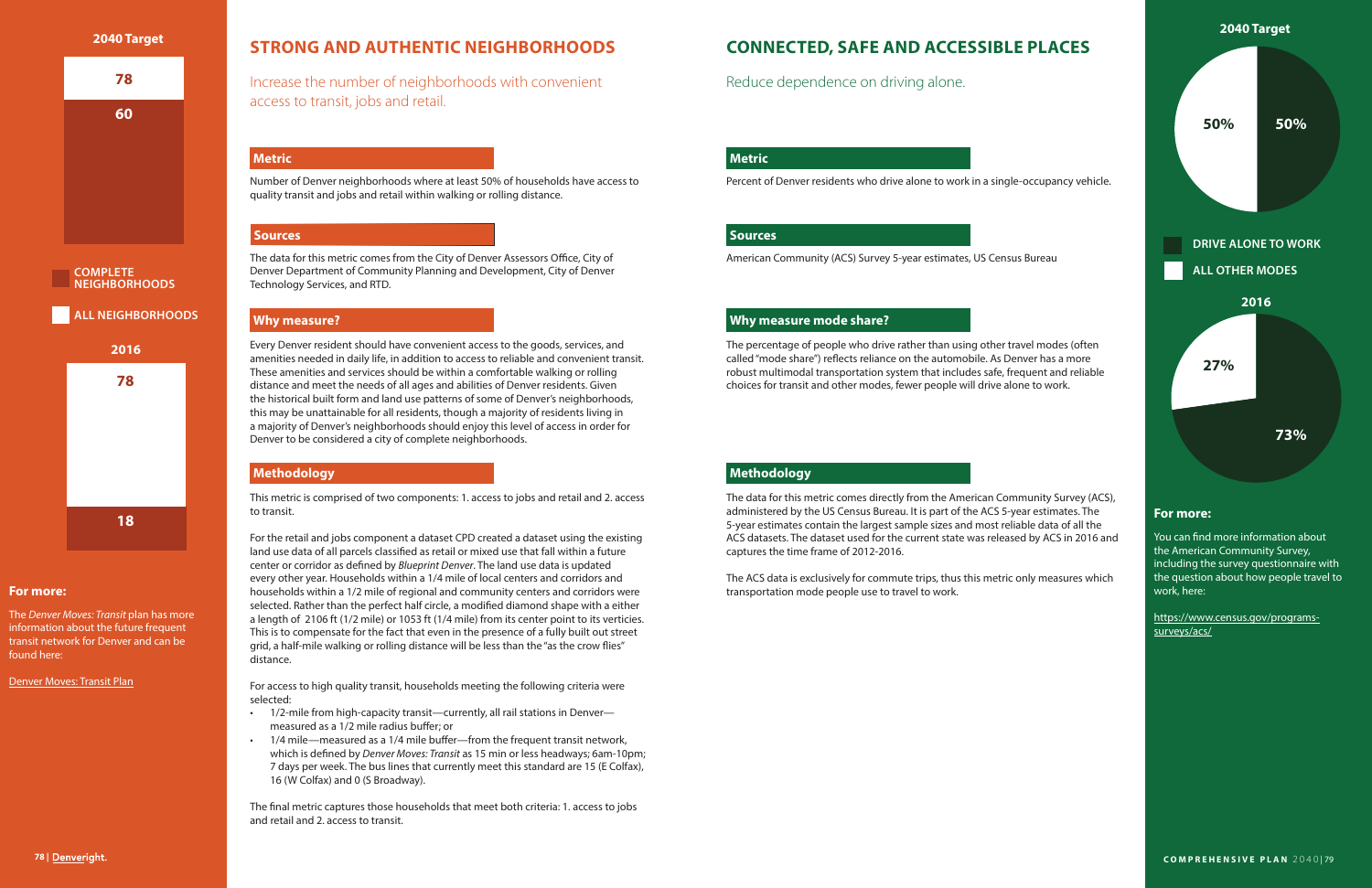## 2040 Target

78

60

COMPLETE NEIGHBORHOODS

ALL NEIGHBORHOODS

## 2016

78

18

### For more:

The *Denver Moves: Transit* plan has more information about the future frequent transit network for Denver and can be found here:

Denver Moves: Transit Plan

# STRONG AND AUTHENTIC NEIGHBORHOODS

Increase the number of neighborhoods with convenient access to transit, jobs and retail.

### Metric

Number of Denver neighborhoods where at least 50% of households have access to quality transit and jobs and retail within walking or rolling distance.

### Sources

The data for this metric comes from the City of Denver Assessors Office, City of Denver Department of Community Planning and Development, City of Denver Technology Services, and RTD.

### Why measure?

Every Denver resident should have convenient access to the goods, services, and amenities needed in daily life, in addition to access to reliable and convenient transit. These amenities and services should be within a comfortable walking or rolling distance and meet the needs of all ages and abilities of Denver residents. Given the historical built form and land use patterns of some of Denver's neighborhoods, this may be unattainable for all residents, though a majority of residents living in a majority of Denver's neighborhoods should enjoy this level of access in order for Denver to be considered a city of complete neighborhoods.

### Methodology

This metric is comprised of two components: 1. access to jobs and retail and 2. access to transit.

For the retail and jobs component a dataset CPD created a dataset using the existing land use data of all parcels classified as retail or mixed use that fall within a future center or corridor as defined by *Blueprint Denver*. The land use data is updated every other year. Households within a 1/4 mile of local centers and corridors and households within a 1/2 mile of regional and community centers and corridors were selected. Rather than the perfect half circle, a modified diamond shape with a either a length of 2106 ft (1/2 mile) or 1053 ft (1/4 mile) from its center point to its verticies. This is to compensate for the fact that even in the presence of a fully built out street grid, a half-mile walking or rolling distance will be less than the "as the crow flies" distance.

For access to high quality transit, households meeting the following criteria were selected:

- 1/2-mile from high-capacity transit—currently, all rail stations in Denver—measured as a 1/2 mile radius buffer; or
- 1/4 mile—measured as a 1/4 mile buffer—from the frequent transit network, which is defined by *Denver Moves: Transit* as 15 min or less headways; 6am-10pm; 7 days per week. The bus lines that currently meet this standard are 15 (E Colfax), 16 (W Colfax) and 0 (S Broadway).

The final metric captures those households that meet both criteria: 1. access to jobs and retail and 2. access to transit.

# CONNECTED, SAFE AND ACCESSIBLE PLACES

Reduce dependence on driving alone.

### Metric

Percent of Denver residents who drive alone to work in a single-occupancy vehicle.

### Sources

American Community (ACS) Survey 5-year estimates, US Census Bureau

### Why measure mode share?

The percentage of people who drive rather than using other travel modes (often called "mode share") reflects reliance on the automobile. As Denver has a more robust multimodal transportation system that includes safe, frequent and reliable choices for transit and other modes, fewer people will drive alone to work.

### Methodology

The data for this metric comes directly from the American Community Survey (ACS), administered by the US Census Bureau. It is part of the ACS 5-year estimates. The 5-year estimates contain the largest sample sizes and most reliable data of all the ACS datasets. The dataset used for the current state was released by ACS in 2016 and captures the time frame of 2012-2016.

The ACS data is exclusively for commute trips, thus this metric only measures which transportation mode people use to travel to work.

## 2040 Target

| DRIVE ALONE TO WORK | ALL OTHER MODES |
|---|---|
| 50% | 50% |

## 2016

| DRIVE ALONE TO WORK | ALL OTHER MODES |
|---|---|
| 73% | 27% |

### For more:

You can find more information about the American Community Survey, including the survey questionnaire with the question about how people travel to work, here:

https://www.census.gov/programs-surveys/acs/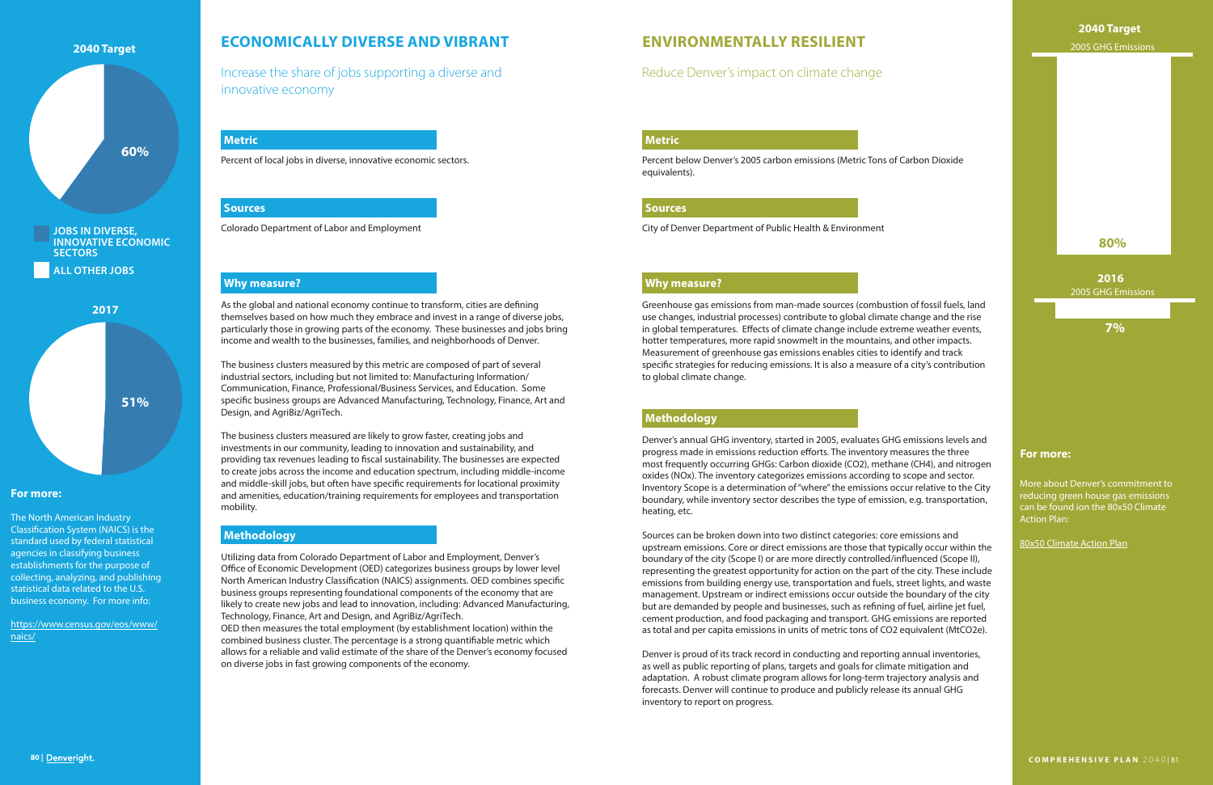**2040 Target**

60%

JOBS IN DIVERSE, INNOVATIVE ECONOMIC SECTORS

ALL OTHER JOBS

**2017**

51%

### For more:

The North American Industry Classification System (NAICS) is the standard used by federal statistical agencies in classifying business establishments for the purpose of collecting, analyzing, and publishing statistical data related to the U.S. business economy. For more info:

https://www.census.gov/eos/www/naics/

## ECONOMICALLY DIVERSE AND VIBRANT

Increase the share of jobs supporting a diverse and innovative economy

### Metric

Percent of local jobs in diverse, innovative economic sectors.

### Sources

Colorado Department of Labor and Employment

### Why measure?

As the global and national economy continue to transform, cities are defining themselves based on how much they embrace and invest in a range of diverse jobs, particularly those in growing parts of the economy. These businesses and jobs bring income and wealth to the businesses, families, and neighborhoods of Denver.

The business clusters measured by this metric are composed of part of several industrial sectors, including but not limited to: Manufacturing Information/ Communication, Finance, Professional/Business Services, and Education. Some specific business groups are Advanced Manufacturing, Technology, Finance, Art and Design, and AgriBiz/AgriTech.

The business clusters measured are likely to grow faster, creating jobs and investments in our community, leading to innovation and sustainability, and providing tax revenues leading to fiscal sustainability. The businesses are expected to create jobs across the income and education spectrum, including middle-income and middle-skill jobs, but often have specific requirements for locational proximity and amenities, education/training requirements for employees and transportation mobility.

### Methodology

Utilizing data from Colorado Department of Labor and Employment, Denver's Office of Economic Development (OED) categorizes business groups by lower level North American Industry Classification (NAICS) assignments. OED combines specific business groups representing foundational components of the economy that are likely to create new jobs and lead to innovation, including: Advanced Manufacturing, Technology, Finance, Art and Design, and AgriBiz/AgriTech.
OED then measures the total employment (by establishment location) within the combined business cluster. The percentage is a strong quantifiable metric which allows for a reliable and valid estimate of the share of the Denver's economy focused on diverse jobs in fast growing components of the economy.

## ENVIRONMENTALLY RESILIENT

Reduce Denver's impact on climate change

### Metric

Percent below Denver's 2005 carbon emissions (Metric Tons of Carbon Dioxide equivalents).

### Sources

City of Denver Department of Public Health & Environment

### Why measure?

Greenhouse gas emissions from man-made sources (combustion of fossil fuels, land use changes, industrial processes) contribute to global climate change and the rise in global temperatures. Effects of climate change include extreme weather events, hotter temperatures, more rapid snowmelt in the mountains, and other impacts. Measurement of greenhouse gas emissions enables cities to identify and track specific strategies for reducing emissions. It is also a measure of a city's contribution to global climate change.

### Methodology

Denver's annual GHG inventory, started in 2005, evaluates GHG emissions levels and progress made in emissions reduction efforts. The inventory measures the three most frequently occurring GHGs: Carbon dioxide ($CO_2$), methane ($CH_4$), and nitrogen oxides ($NO_x$). The inventory categorizes emissions according to scope and sector. Inventory Scope is a determination of "where" the emissions occur relative to the City boundary, while inventory sector describes the type of emission, e.g. transportation, heating, etc.

Sources can be broken down into two distinct categories: core emissions and upstream emissions. Core or direct emissions are those that typically occur within the boundary of the city (Scope I) or are more directly controlled/influenced (Scope II), representing the greatest opportunity for action on the part of the city. These include emissions from building energy use, transportation and fuels, street lights, and waste management. Upstream or indirect emissions occur outside the boundary of the city but are demanded by people and businesses, such as refining of fuel, airline jet fuel, cement production, and food packaging and transport. GHG emissions are reported as total and per capita emissions in units of metric tons of $CO_2$ equivalent ($MtCO_2e$).

Denver is proud of its track record in conducting and reporting annual inventories, as well as public reporting of plans, targets and goals for climate mitigation and adaptation. A robust climate program allows for long-term trajectory analysis and forecasts. Denver will continue to produce and publicly release its annual GHG inventory to report on progress.

**2040 Target**

2005 GHG Emissions

80%

**2016**

2005 GHG Emissions

7%

### For more:

More about Denver's commitment to reducing green house gas emissions can be found ion the 80x50 Climate Action Plan:

80x50 Climate Action Plan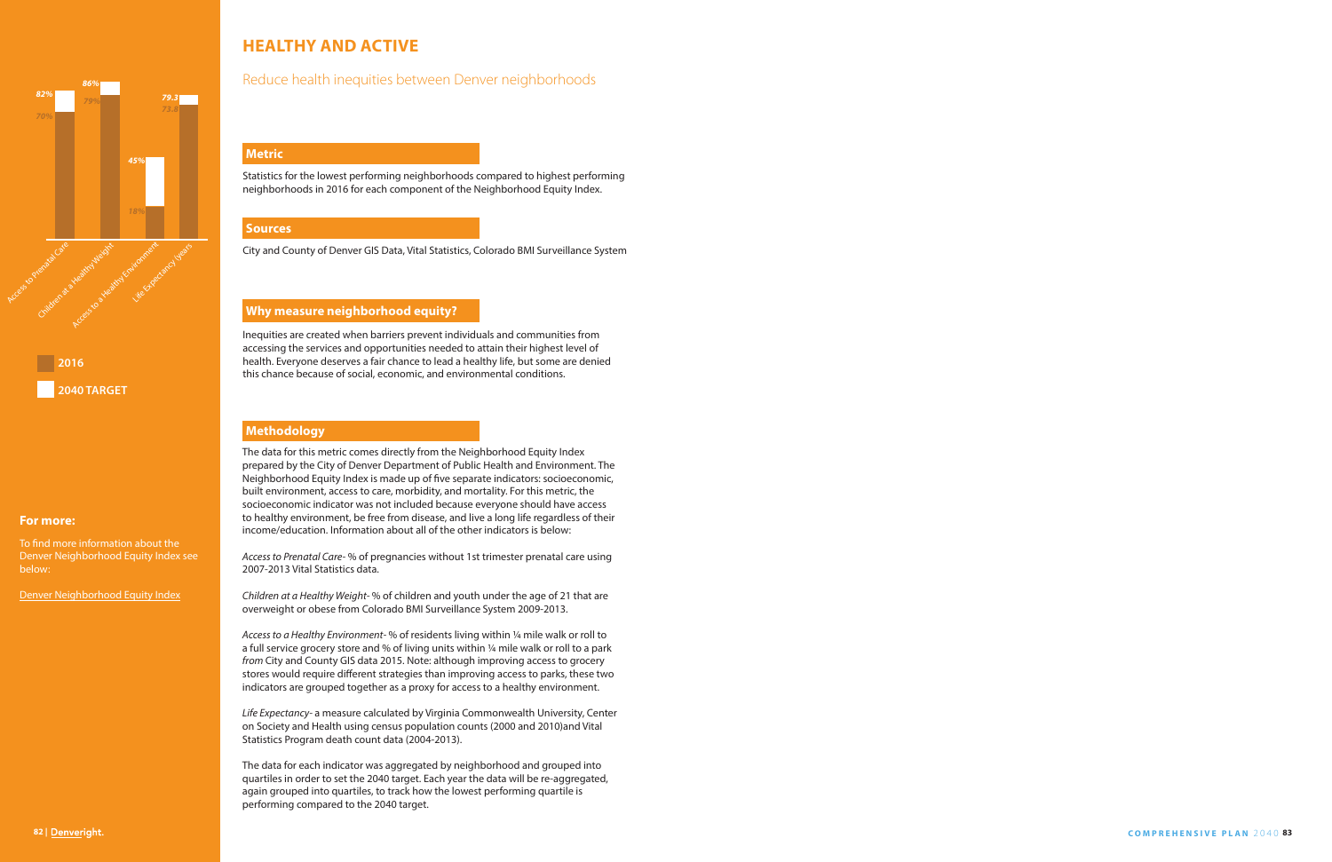82%

70%

86%

79%

45%

18%

79.3

73.6

Access to Prenatal Care

Children at a Healthy Weight

Access to a Healthy Environment

Life Expectancy (years)

2016

2040 TARGET

**For more:**

To find more information about the Denver Neighborhood Equity Index see below:

Denver Neighborhood Equity Index

# HEALTHY AND ACTIVE

## Reduce health inequities between Denver neighborhoods

### Metric

Statistics for the lowest performing neighborhoods compared to highest performing neighborhoods in 2016 for each component of the Neighborhood Equity Index.

### Sources

City and County of Denver GIS Data, Vital Statistics, Colorado BMI Surveillance System

### Why measure neighborhood equity?

Inequities are created when barriers prevent individuals and communities from accessing the services and opportunities needed to attain their highest level of health. Everyone deserves a fair chance to lead a healthy life, but some are denied this chance because of social, economic, and environmental conditions.

### Methodology

The data for this metric comes directly from the Neighborhood Equity Index prepared by the City of Denver Department of Public Health and Environment. The Neighborhood Equity Index is made up of five separate indicators: socioeconomic, built environment, access to care, morbidity, and mortality. For this metric, the socioeconomic indicator was not included because everyone should have access to healthy environment, be free from disease, and live a long life regardless of their income/education. Information about all of the other indicators is below:

*Access to Prenatal Care*- % of pregnancies without 1st trimester prenatal care using 2007-2013 Vital Statistics data.

*Children at a Healthy Weight*- % of children and youth under the age of 21 that are overweight or obese from Colorado BMI Surveillance System 2009-2013.

*Access to a Healthy Environment*- % of residents living within ¼ mile walk or roll to a full service grocery store and % of living units within ¼ mile walk or roll to a park *from* City and County GIS data 2015. Note: although improving access to grocery stores would require different strategies than improving access to parks, these two indicators are grouped together as a proxy for access to a healthy environment.

*Life Expectancy*- a measure calculated by Virginia Commonwealth University, Center on Society and Health using census population counts (2000 and 2010)and Vital Statistics Program death count data (2004-2013).

The data for each indicator was aggregated by neighborhood and grouped into quartiles in order to set the 2040 target. Each year the data will be re-aggregated, again grouped into quartiles, to track how the lowest performing quartile is performing compared to the 2040 target.